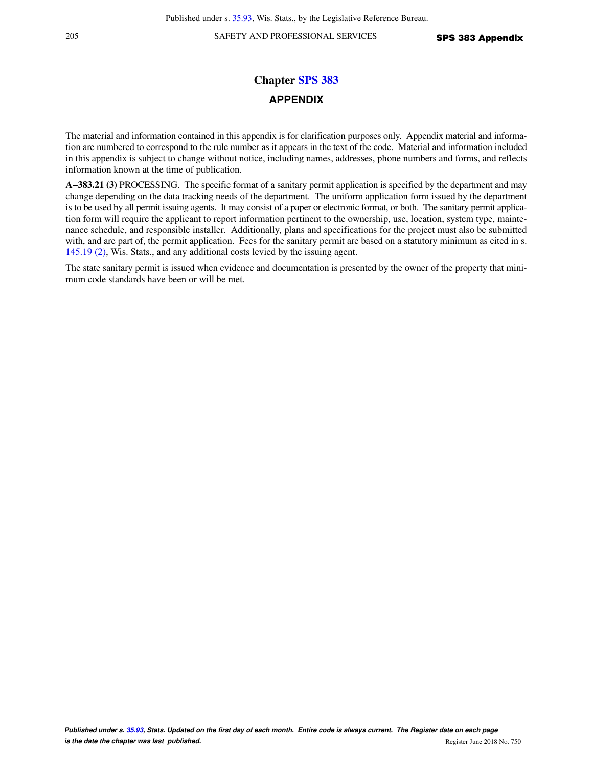# Chapter SPS 383

## APPENDIX

The material and information contained in this appendix is for clarification purposes only. Appendix material and information are numbered to correspond to the rule number as it appears in the text of the code. Material and information included in this appendix is subject to change without notice, including names, addresses, phone numbers and forms, and reflects information known at the time of publication.

**A−383.21 (3)** PROCESSING. The specific format of a sanitary permit application is specified by the department and may change depending on the data tracking needs of the department. The uniform application form issued by the department is to be used by all permit issuing agents. It may consist of a paper or electronic format, or both. The sanitary permit application form will require the applicant to report information pertinent to the ownership, use, location, system type, maintenance schedule, and responsible installer. Additionally, plans and specifications for the project must also be submitted with, and are part of, the permit application. Fees for the sanitary permit are based on a statutory minimum as cited in s. 145.19 (2), Wis. Stats., and any additional costs levied by the issuing agent.

The state sanitary permit is issued when evidence and documentation is presented by the owner of the property that minimum code standards have been or will be met.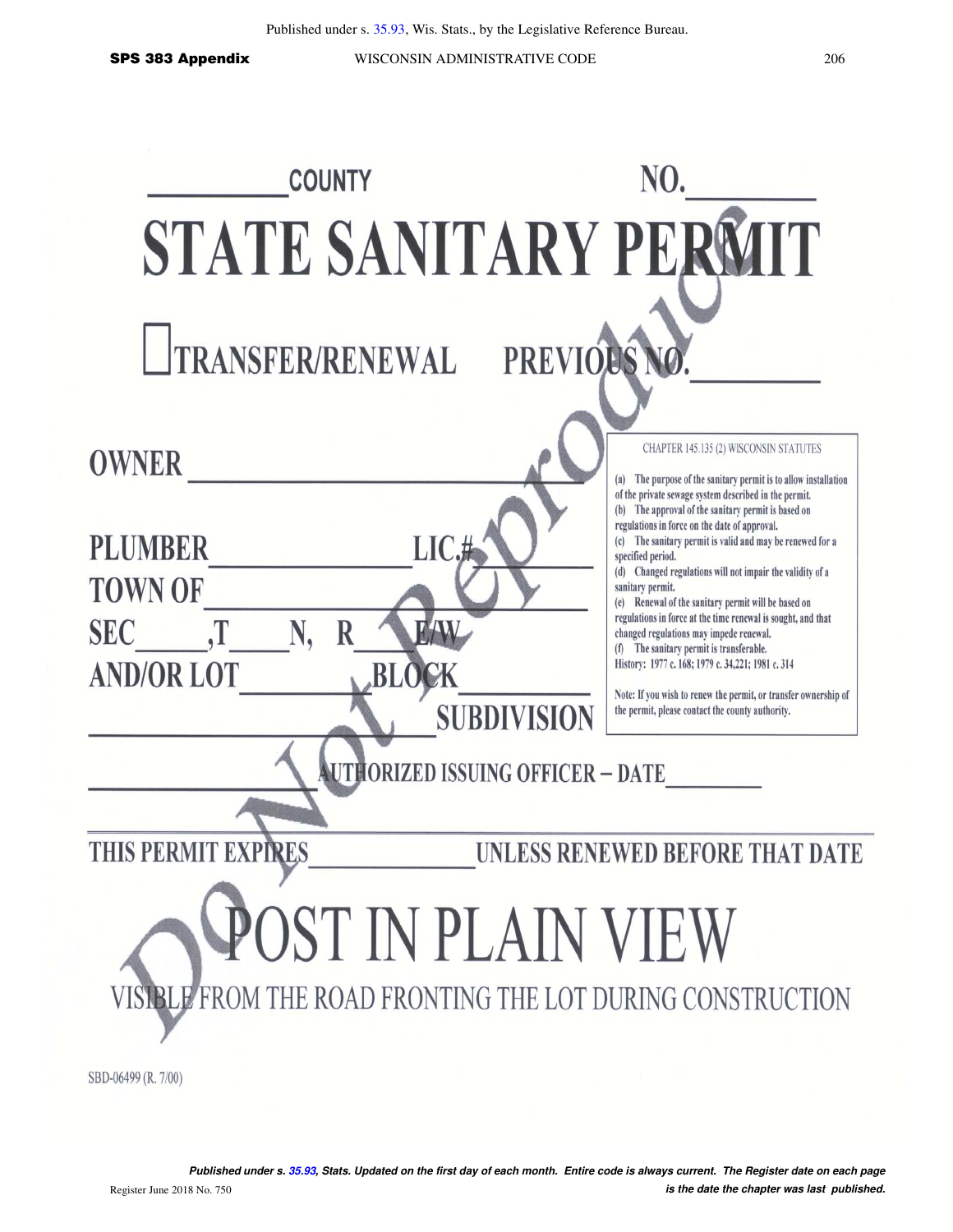______ COUNTY NO. ______

# STATE SANITARY PERMIT

☐ TRANSFER/RENEWAL    PREVIOUS NO. ______

OWNER ______________________

PLUMBER ______________ LIC.# ______

TOWN OF ______________________

SEC ____, T ____ N, R ____ E/W

AND/OR LOT ________ BLOCK ________

______________________ SUBDIVISION

______________ AUTHORIZED ISSUING OFFICER – DATE ______

CHAPTER 145.135 (2) WISCONSIN STATUTES

(a) The purpose of the sanitary permit is to allow installation of the private sewage system described in the permit.
(b) The approval of the sanitary permit is based on regulations in force on the date of approval.
(c) The sanitary permit is valid and may be renewed for a specified period.
(d) Changed regulations will not impair the validity of a sanitary permit.
(e) Renewal of the sanitary permit will be based on regulations in force at the time renewal is sought, and that changed regulations may impede renewal.
(f) The sanitary permit is transferable.
History: 1977 c. 168; 1979 c. 34,221; 1981 c. 314

Note: If you wish to renew the permit, or transfer ownership of the permit, please contact the county authority.

THIS PERMIT EXPIRES ____________ UNLESS RENEWED BEFORE THAT DATE

# POST IN PLAIN VIEW

VISIBLE FROM THE ROAD FRONTING THE LOT DURING CONSTRUCTION

SBD-06499 (R. 7/00)

Do Not Reproduce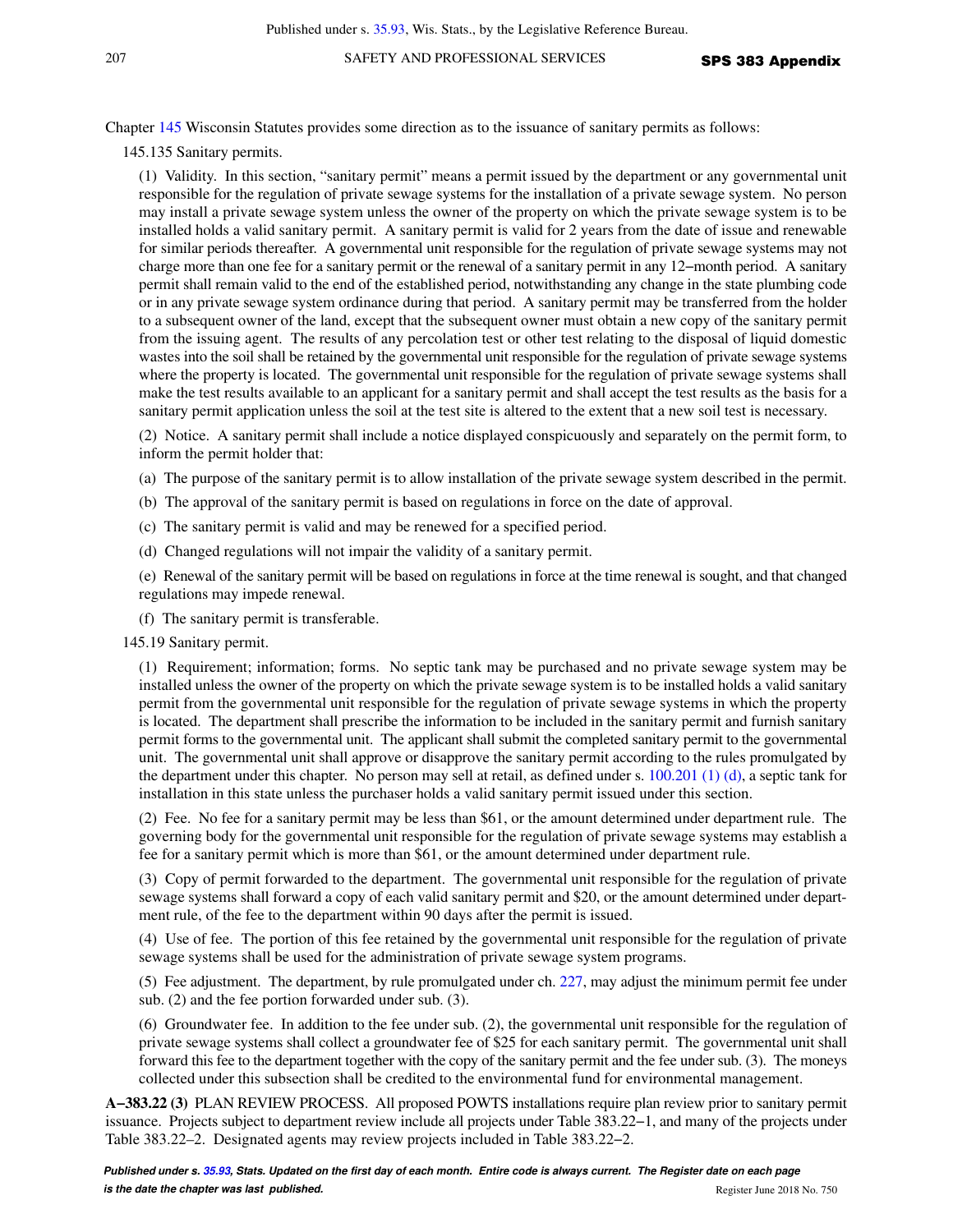Chapter 145 Wisconsin Statutes provides some direction as to the issuance of sanitary permits as follows:

145.135 Sanitary permits.

(1) Validity. In this section, "sanitary permit" means a permit issued by the department or any governmental unit responsible for the regulation of private sewage systems for the installation of a private sewage system. No person may install a private sewage system unless the owner of the property on which the private sewage system is to be installed holds a valid sanitary permit. A sanitary permit is valid for 2 years from the date of issue and renewable for similar periods thereafter. A governmental unit responsible for the regulation of private sewage systems may not charge more than one fee for a sanitary permit or the renewal of a sanitary permit in any 12–month period. A sanitary permit shall remain valid to the end of the established period, notwithstanding any change in the state plumbing code or in any private sewage system ordinance during that period. A sanitary permit may be transferred from the holder to a subsequent owner of the land, except that the subsequent owner must obtain a new copy of the sanitary permit from the issuing agent. The results of any percolation test or other test relating to the disposal of liquid domestic wastes into the soil shall be retained by the governmental unit responsible for the regulation of private sewage systems where the property is located. The governmental unit responsible for the regulation of private sewage systems shall make the test results available to an applicant for a sanitary permit and shall accept the test results as the basis for a sanitary permit application unless the soil at the test site is altered to the extent that a new soil test is necessary.

(2) Notice. A sanitary permit shall include a notice displayed conspicuously and separately on the permit form, to inform the permit holder that:

(a) The purpose of the sanitary permit is to allow installation of the private sewage system described in the permit.

(b) The approval of the sanitary permit is based on regulations in force on the date of approval.

(c) The sanitary permit is valid and may be renewed for a specified period.

(d) Changed regulations will not impair the validity of a sanitary permit.

(e) Renewal of the sanitary permit will be based on regulations in force at the time renewal is sought, and that changed regulations may impede renewal.

(f) The sanitary permit is transferable.

145.19 Sanitary permit.

(1) Requirement; information; forms. No septic tank may be purchased and no private sewage system may be installed unless the owner of the property on which the private sewage system is to be installed holds a valid sanitary permit from the governmental unit responsible for the regulation of private sewage systems in which the property is located. The department shall prescribe the information to be included in the sanitary permit and furnish sanitary permit forms to the governmental unit. The applicant shall submit the completed sanitary permit to the governmental unit. The governmental unit shall approve or disapprove the sanitary permit according to the rules promulgated by the department under this chapter. No person may sell at retail, as defined under s. 100.201 (1) (d), a septic tank for installation in this state unless the purchaser holds a valid sanitary permit issued under this section.

(2) Fee. No fee for a sanitary permit may be less than $61, or the amount determined under department rule. The governing body for the governmental unit responsible for the regulation of private sewage systems may establish a fee for a sanitary permit which is more than $61, or the amount determined under department rule.

(3) Copy of permit forwarded to the department. The governmental unit responsible for the regulation of private sewage systems shall forward a copy of each valid sanitary permit and $20, or the amount determined under department rule, of the fee to the department within 90 days after the permit is issued.

(4) Use of fee. The portion of this fee retained by the governmental unit responsible for the regulation of private sewage systems shall be used for the administration of private sewage system programs.

(5) Fee adjustment. The department, by rule promulgated under ch. 227, may adjust the minimum permit fee under sub. (2) and the fee portion forwarded under sub. (3).

(6) Groundwater fee. In addition to the fee under sub. (2), the governmental unit responsible for the regulation of private sewage systems shall collect a groundwater fee of $25 for each sanitary permit. The governmental unit shall forward this fee to the department together with the copy of the sanitary permit and the fee under sub. (3). The moneys collected under this subsection shall be credited to the environmental fund for environmental management.

**A–383.22 (3)** PLAN REVIEW PROCESS. All proposed POWTS installations require plan review prior to sanitary permit issuance. Projects subject to department review include all projects under Table 383.22–1, and many of the projects under Table 383.22–2. Designated agents may review projects included in Table 383.22–2.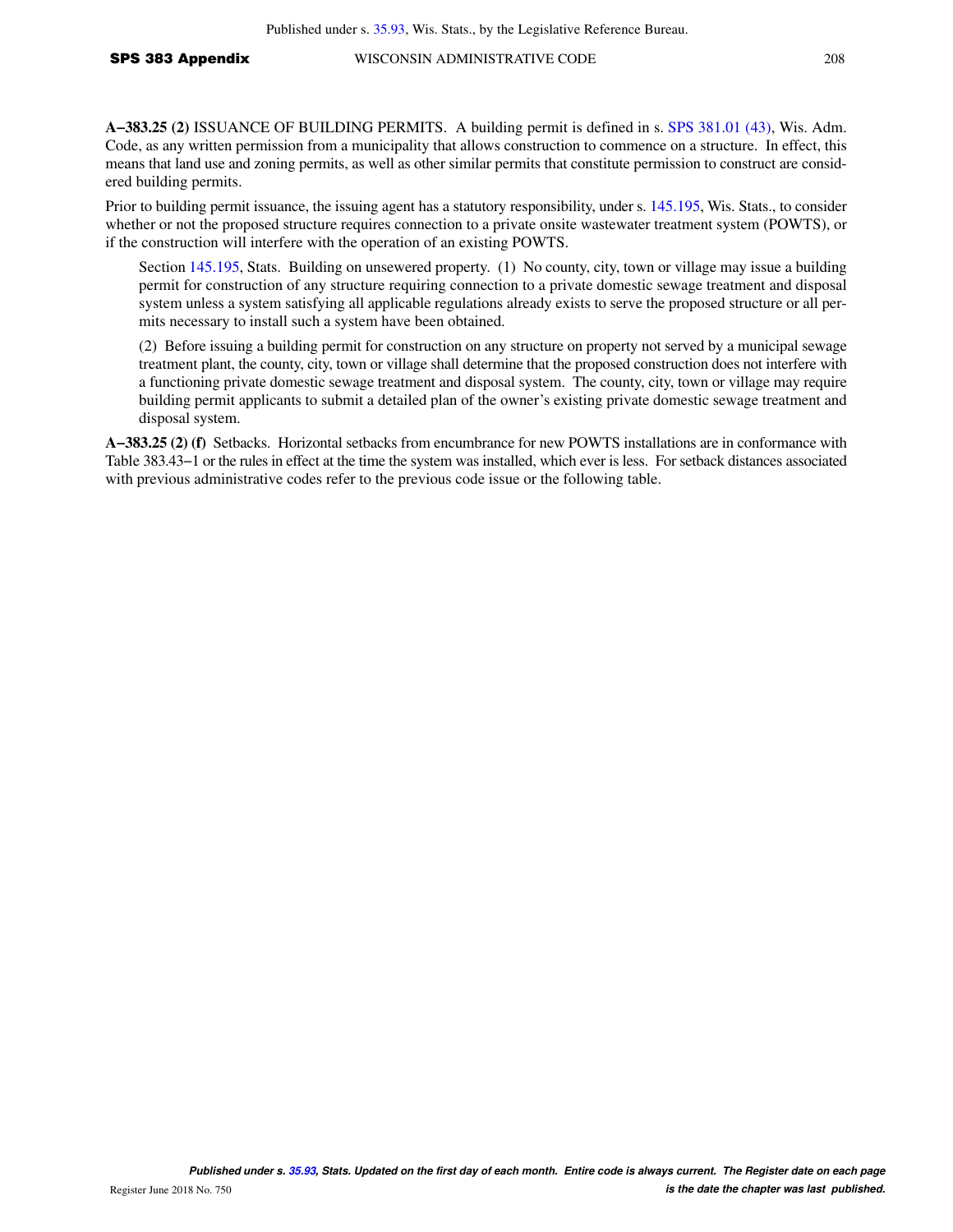**A−383.25 (2)** ISSUANCE OF BUILDING PERMITS. A building permit is defined in s. SPS 381.01 (43), Wis. Adm. Code, as any written permission from a municipality that allows construction to commence on a structure. In effect, this means that land use and zoning permits, as well as other similar permits that constitute permission to construct are considered building permits.

Prior to building permit issuance, the issuing agent has a statutory responsibility, under s. 145.195, Wis. Stats., to consider whether or not the proposed structure requires connection to a private onsite wastewater treatment system (POWTS), or if the construction will interfere with the operation of an existing POWTS.

> Section 145.195, Stats. Building on unsewered property. (1) No county, city, town or village may issue a building permit for construction of any structure requiring connection to a private domestic sewage treatment and disposal system unless a system satisfying all applicable regulations already exists to serve the proposed structure or all permits necessary to install such a system have been obtained.
>
> (2) Before issuing a building permit for construction on any structure on property not served by a municipal sewage treatment plant, the county, city, town or village shall determine that the proposed construction does not interfere with a functioning private domestic sewage treatment and disposal system. The county, city, town or village may require building permit applicants to submit a detailed plan of the owner's existing private domestic sewage treatment and disposal system.

**A−383.25 (2) (f)** Setbacks. Horizontal setbacks from encumbrance for new POWTS installations are in conformance with Table 383.43−1 or the rules in effect at the time the system was installed, which ever is less. For setback distances associated with previous administrative codes refer to the previous code issue or the following table.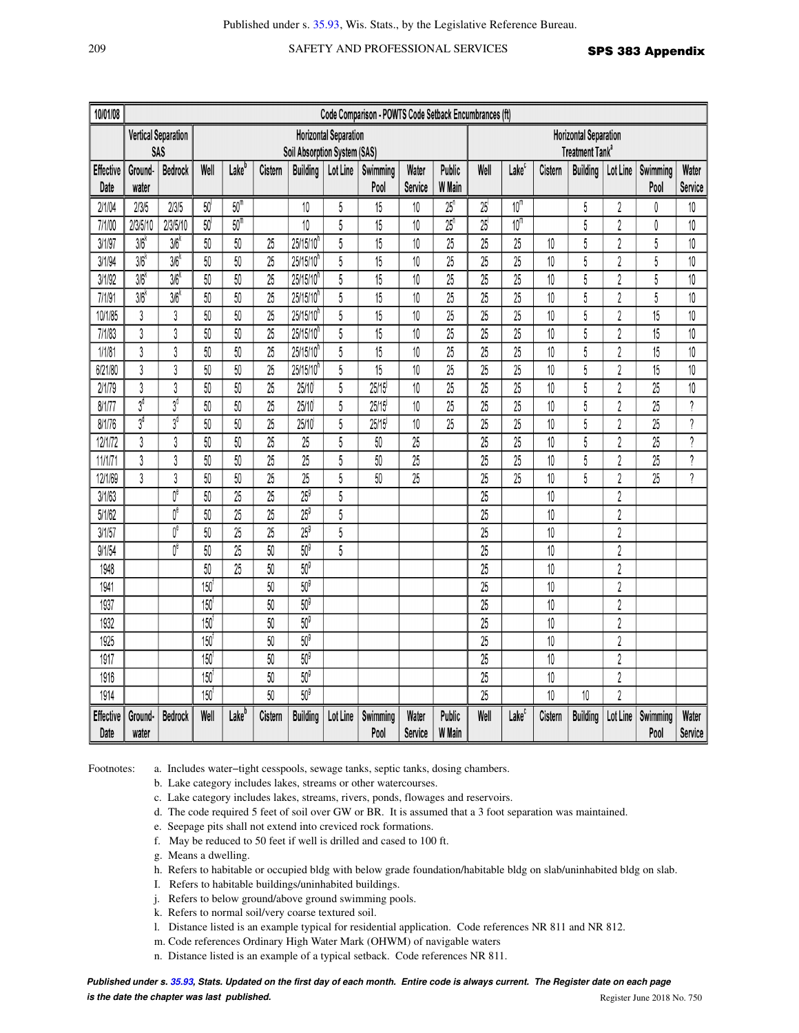| 10/01/08 | Code Comparison - POWTS Code Setback Encumbrances (ft) | | | | | | | | | | | | | | | | |
|---|---|---|---|---|---|---|---|---|---|---|---|---|---|---|---|---|---|
| | Vertical Separation SAS | | Horizontal Separation Soil Absorption System (SAS) | | | | | | | | Horizontal Separation Treatment Tank[a] | | | | | | |
| Effective Date | Ground-water | Bedrock | Well | Lake[b] | Cistern | Building | Lot Line | Swimming Pool | Water Service | Public W Main | Well | Lake[c] | Cistern | Building | Lot Line | Swimming Pool | Water Service |
| 2/1/04 | 2/3/5 | 2/3/5 | 50[l] | 50[m] | | 10 | 5 | 15 | 10 | 25[n] | 25[l] | 10[m] | | 5 | 2 | 0 | 10 |
| 7/1/00 | 2/3/5/10 | 2/3/5/10 | 50[l] | 50[m] | | 10 | 5 | 15 | 10 | 25[n] | 25[l] | 10[m] | | 5 | 2 | 0 | 10 |
| 3/1/97 | 3/6[k] | 3/6[k] | 50 | 50 | 25 | 25/15/10[h] | 5 | 15 | 10 | 25 | 25 | 25 | 10 | 5 | 2 | 5 | 10 |
| 3/1/94 | 3/6[k] | 3/6[k] | 50 | 50 | 25 | 25/15/10[h] | 5 | 15 | 10 | 25 | 25 | 25 | 10 | 5 | 2 | 5 | 10 |
| 3/1/92 | 3/6[k] | 3/6[k] | 50 | 50 | 25 | 25/15/10[h] | 5 | 15 | 10 | 25 | 25 | 25 | 10 | 5 | 2 | 5 | 10 |
| 7/1/91 | 3/6[k] | 3/6[k] | 50 | 50 | 25 | 25/15/10[h] | 5 | 15 | 10 | 25 | 25 | 25 | 10 | 5 | 2 | 5 | 10 |
| 10/1/85 | 3 | 3 | 50 | 50 | 25 | 25/15/10[h] | 5 | 15 | 10 | 25 | 25 | 25 | 10 | 5 | 2 | 15 | 10 |
| 7/1/83 | 3 | 3 | 50 | 50 | 25 | 25/15/10[h] | 5 | 15 | 10 | 25 | 25 | 25 | 10 | 5 | 2 | 15 | 10 |
| 1/1/81 | 3 | 3 | 50 | 50 | 25 | 25/15/10[h] | 5 | 15 | 10 | 25 | 25 | 25 | 10 | 5 | 2 | 15 | 10 |
| 6/21/80 | 3 | 3 | 50 | 50 | 25 | 25/15/10[h] | 5 | 15 | 10 | 25 | 25 | 25 | 10 | 5 | 2 | 15 | 10 |
| 2/1/79 | 3 | 3 | 50 | 50 | 25 | 25/10[i] | 5 | 25/15[j] | 10 | 25 | 25 | 25 | 10 | 5 | 2 | 25 | 10 |
| 8/1/77 | 3[d] | 3[d] | 50 | 50 | 25 | 25/10[i] | 5 | 25/15[j] | 10 | 25 | 25 | 25 | 10 | 5 | 2 | 25 | ? |
| 8/1/76 | 3[d] | 3[d] | 50 | 50 | 25 | 25/10[i] | 5 | 25/15[j] | 10 | 25 | 25 | 25 | 10 | 5 | 2 | 25 | ? |
| 12/1/72 | 3 | 3 | 50 | 50 | 25 | 25 | 5 | 50 | 25 | | 25 | 25 | 10 | 5 | 2 | 25 | ? |
| 11/1/71 | 3 | 3 | 50 | 50 | 25 | 25 | 5 | 50 | 25 | | 25 | 25 | 10 | 5 | 2 | 25 | ? |
| 12/1/69 | 3 | 3 | 50 | 50 | 25 | 25 | 5 | 50 | 25 | | 25 | 25 | 10 | 5 | 2 | 25 | ? |
| 3/1/63 | | 0[e] | 50 | 25 | 25 | 25[g] | 5 | | | | 25 | | 10 | | 2 | | |
| 5/1/62 | | 0[e] | 50 | 25 | 25 | 25[g] | 5 | | | | 25 | | 10 | | 2 | | |
| 3/1/57 | | 0[e] | 50 | 25 | 25 | 25[g] | 5 | | | | 25 | | 10 | | 2 | | |
| 9/1/54 | | 0[e] | 50 | 25 | 50 | 50[g] | 5 | | | | 25 | | 10 | | 2 | | |
| 1948 | | | 50 | 25 | 50 | 50[g] | | | | | 25 | | 10 | | 2 | | |
| 1941 | | | 150[f] | | 50 | 50[g] | | | | | 25 | | 10 | | 2 | | |
| 1937 | | | 150[f] | | 50 | 50[g] | | | | | 25 | | 10 | | 2 | | |
| 1932 | | | 150[f] | | 50 | 50[g] | | | | | 25 | | 10 | | 2 | | |
| 1925 | | | 150[f] | | 50 | 50[g] | | | | | 25 | | 10 | | 2 | | |
| 1917 | | | 150[f] | | 50 | 50[g] | | | | | 25 | | 10 | | 2 | | |
| 1916 | | | 150[f] | | 50 | 50[g] | | | | | 25 | | 10 | | 2 | | |
| 1914 | | | 150[f] | | 50 | 50[g] | | | | | 25 | | 10 | 10 | 2 | | |
| Effective Date | Ground-water | Bedrock | Well | Lake[b] | Cistern | Building | Lot Line | Swimming Pool | Water Service | Public W Main | Well | Lake[c] | Cistern | Building | Lot Line | Swimming Pool | Water Service |

Footnotes:

a. Includes water–tight cesspools, sewage tanks, septic tanks, dosing chambers.

b. Lake category includes lakes, streams or other watercourses.

c. Lake category includes lakes, streams, rivers, ponds, flowages and reservoirs.

d. The code required 5 feet of soil over GW or BR. It is assumed that a 3 foot separation was maintained.

e. Seepage pits shall not extend into creviced rock formations.

f. May be reduced to 50 feet if well is drilled and cased to 100 ft.

g. Means a dwelling.

h. Refers to habitable or occupied bldg with below grade foundation/habitable bldg on slab/uninhabited bldg on slab.

I. Refers to habitable buildings/uninhabited buildings.

j. Refers to below ground/above ground swimming pools.

k. Refers to normal soil/very coarse textured soil.

l. Distance listed is an example typical for residential application. Code references NR 811 and NR 812.

m. Code references Ordinary High Water Mark (OHWM) of navigable waters

n. Distance listed is an example of a typical setback. Code references NR 811.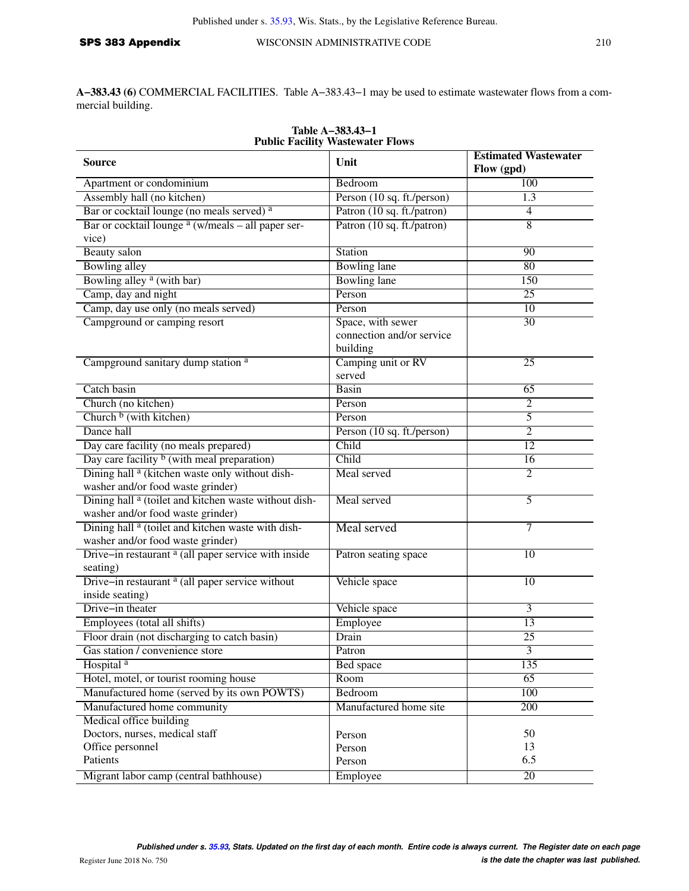**A−383.43 (6)** COMMERCIAL FACILITIES. Table A−383.43−1 may be used to estimate wastewater flows from a commercial building.

**Table A−383.43−1**
**Public Facility Wastewater Flows**

| Source | Unit | Estimated Wastewater Flow (gpd) |
|---|---|---|
| Apartment or condominium | Bedroom | 100 |
| Assembly hall (no kitchen) | Person (10 sq. ft./person) | 1.3 |
| Bar or cocktail lounge (no meals served) [a] | Patron (10 sq. ft./patron) | 4 |
| Bar or cocktail lounge [a] (w/meals – all paper service) | Patron (10 sq. ft./patron) | 8 |
| Beauty salon | Station | 90 |
| Bowling alley | Bowling lane | 80 |
| Bowling alley [a] (with bar) | Bowling lane | 150 |
| Camp, day and night | Person | 25 |
| Camp, day use only (no meals served) | Person | 10 |
| Campground or camping resort | Space, with sewer connection and/or service building | 30 |
| Campground sanitary dump station [a] | Camping unit or RV served | 25 |
| Catch basin | Basin | 65 |
| Church (no kitchen) | Person | 2 |
| Church [b] (with kitchen) | Person | 5 |
| Dance hall | Person (10 sq. ft./person) | 2 |
| Day care facility (no meals prepared) | Child | 12 |
| Day care facility [b] (with meal preparation) | Child | 16 |
| Dining hall [a] (kitchen waste only without dishwasher and/or food waste grinder) | Meal served | 2 |
| Dining hall [a] (toilet and kitchen waste without dishwasher and/or food waste grinder) | Meal served | 5 |
| Dining hall [a] (toilet and kitchen waste with dishwasher and/or food waste grinder) | Meal served | 7 |
| Drive−in restaurant [a] (all paper service with inside seating) | Patron seating space | 10 |
| Drive−in restaurant [a] (all paper service without inside seating) | Vehicle space | 10 |
| Drive−in theater | Vehicle space | 3 |
| Employees (total all shifts) | Employee | 13 |
| Floor drain (not discharging to catch basin) | Drain | 25 |
| Gas station / convenience store | Patron | 3 |
| Hospital [a] | Bed space | 135 |
| Hotel, motel, or tourist rooming house | Room | 65 |
| Manufactured home (served by its own POWTS) | Bedroom | 100 |
| Manufactured home community | Manufactured home site | 200 |
| Medical office building | | |
| Doctors, nurses, medical staff | Person | 50 |
| Office personnel | Person | 13 |
| Patients | Person | 6.5 |
| Migrant labor camp (central bathhouse) | Employee | 20 |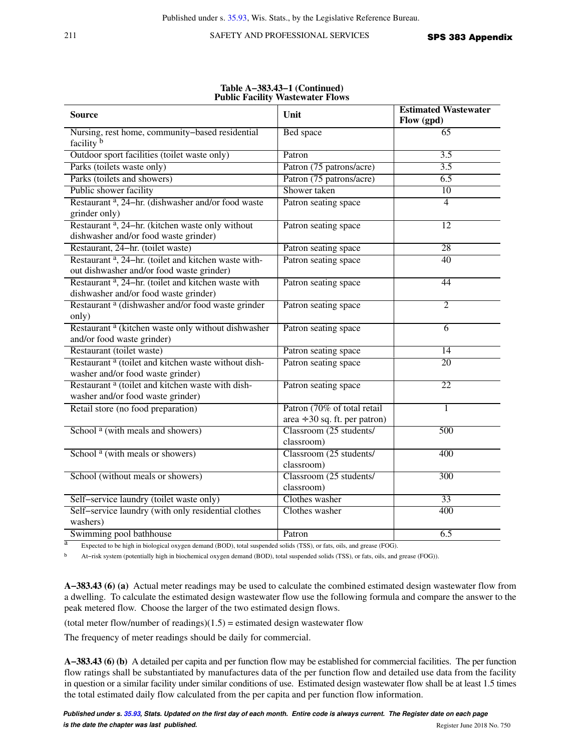**Table A−383.43−1 (Continued)**
**Public Facility Wastewater Flows**

| Source | Unit | Estimated Wastewater Flow (gpd) |
|---|---|---|
| Nursing, rest home, community−based residential facility [b] | Bed space | 65 |
| Outdoor sport facilities (toilet waste only) | Patron | 3.5 |
| Parks (toilets waste only) | Patron (75 patrons/acre) | 3.5 |
| Parks (toilets and showers) | Patron (75 patrons/acre) | 6.5 |
| Public shower facility | Shower taken | 10 |
| Restaurant [a], 24−hr. (dishwasher and/or food waste grinder only) | Patron seating space | 4 |
| Restaurant [a], 24−hr. (kitchen waste only without dishwasher and/or food waste grinder) | Patron seating space | 12 |
| Restaurant, 24−hr. (toilet waste) | Patron seating space | 28 |
| Restaurant [a], 24−hr. (toilet and kitchen waste without dishwasher and/or food waste grinder) | Patron seating space | 40 |
| Restaurant [a], 24−hr. (toilet and kitchen waste with dishwasher and/or food waste grinder) | Patron seating space | 44 |
| Restaurant [a] (dishwasher and/or food waste grinder only) | Patron seating space | 2 |
| Restaurant [a] (kitchen waste only without dishwasher and/or food waste grinder) | Patron seating space | 6 |
| Restaurant (toilet waste) | Patron seating space | 14 |
| Restaurant [a] (toilet and kitchen waste without dishwasher and/or food waste grinder) | Patron seating space | 20 |
| Restaurant [a] (toilet and kitchen waste with dishwasher and/or food waste grinder) | Patron seating space | 22 |
| Retail store (no food preparation) | Patron (70% of total retail area ÷30 sq. ft. per patron) | 1 |
| School [a] (with meals and showers) | Classroom (25 students/ classroom) | 500 |
| School [a] (with meals or showers) | Classroom (25 students/ classroom) | 400 |
| School (without meals or showers) | Classroom (25 students/ classroom) | 300 |
| Self−service laundry (toilet waste only) | Clothes washer | 33 |
| Self−service laundry (with only residential clothes washers) | Clothes washer | 400 |
| Swimming pool bathhouse | Patron | 6.5 |

[a] Expected to be high in biological oxygen demand (BOD), total suspended solids (TSS), or fats, oils, and grease (FOG).

[b] At−risk system (potentially high in biochemical oxygen demand (BOD), total suspended solids (TSS), or fats, oils, and grease (FOG)).

**A−383.43 (6) (a)** Actual meter readings may be used to calculate the combined estimated design wastewater flow from a dwelling. To calculate the estimated design wastewater flow use the following formula and compare the answer to the peak metered flow. Choose the larger of the two estimated design flows.

(total meter flow/number of readings)(1.5) = estimated design wastewater flow

The frequency of meter readings should be daily for commercial.

**A−383.43 (6) (b)** A detailed per capita and per function flow may be established for commercial facilities. The per function flow ratings shall be substantiated by manufactures data of the per function flow and detailed use data from the facility in question or a similar facility under similar conditions of use. Estimated design wastewater flow shall be at least 1.5 times the total estimated daily flow calculated from the per capita and per function flow information.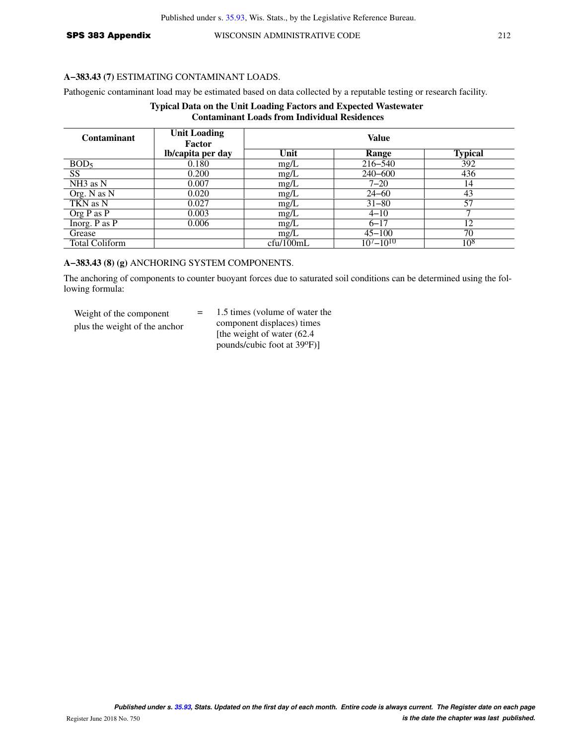### A−383.43 (7) ESTIMATING CONTAMINANT LOADS.

Pathogenic contaminant load may be estimated based on data collected by a reputable testing or research facility.

**Typical Data on the Unit Loading Factors and Expected Wastewater Contaminant Loads from Individual Residences**

| Contaminant | Unit Loading Factor lb/capita per day | Value | | |
|---|---|---|---|---|
| | | Unit | Range | Typical |
| $BOD_5$ | 0.180 | mg/L | 216−540 | 392 |
| SS | 0.200 | mg/L | 240−600 | 436 |
| NH3 as N | 0.007 | mg/L | 7−20 | 14 |
| Org. N as N | 0.020 | mg/L | 24−60 | 43 |
| TKN as N | 0.027 | mg/L | 31−80 | 57 |
| Org P as P | 0.003 | mg/L | 4−10 | 7 |
| Inorg. P as P | 0.006 | mg/L | 6−17 | 12 |
| Grease | | mg/L | 45−100 | 70 |
| Total Coliform | | cfu/100mL | $10^7$−$10^{10}$ | $10^8$ |

### A−383.43 (8) (g) ANCHORING SYSTEM COMPONENTS.

The anchoring of components to counter buoyant forces due to saturated soil conditions can be determined using the following formula:

Weight of the component plus the weight of the anchor = 1.5 times (volume of water the component displaces) times [the weight of water (62.4 pounds/cubic foot at 39°F)]